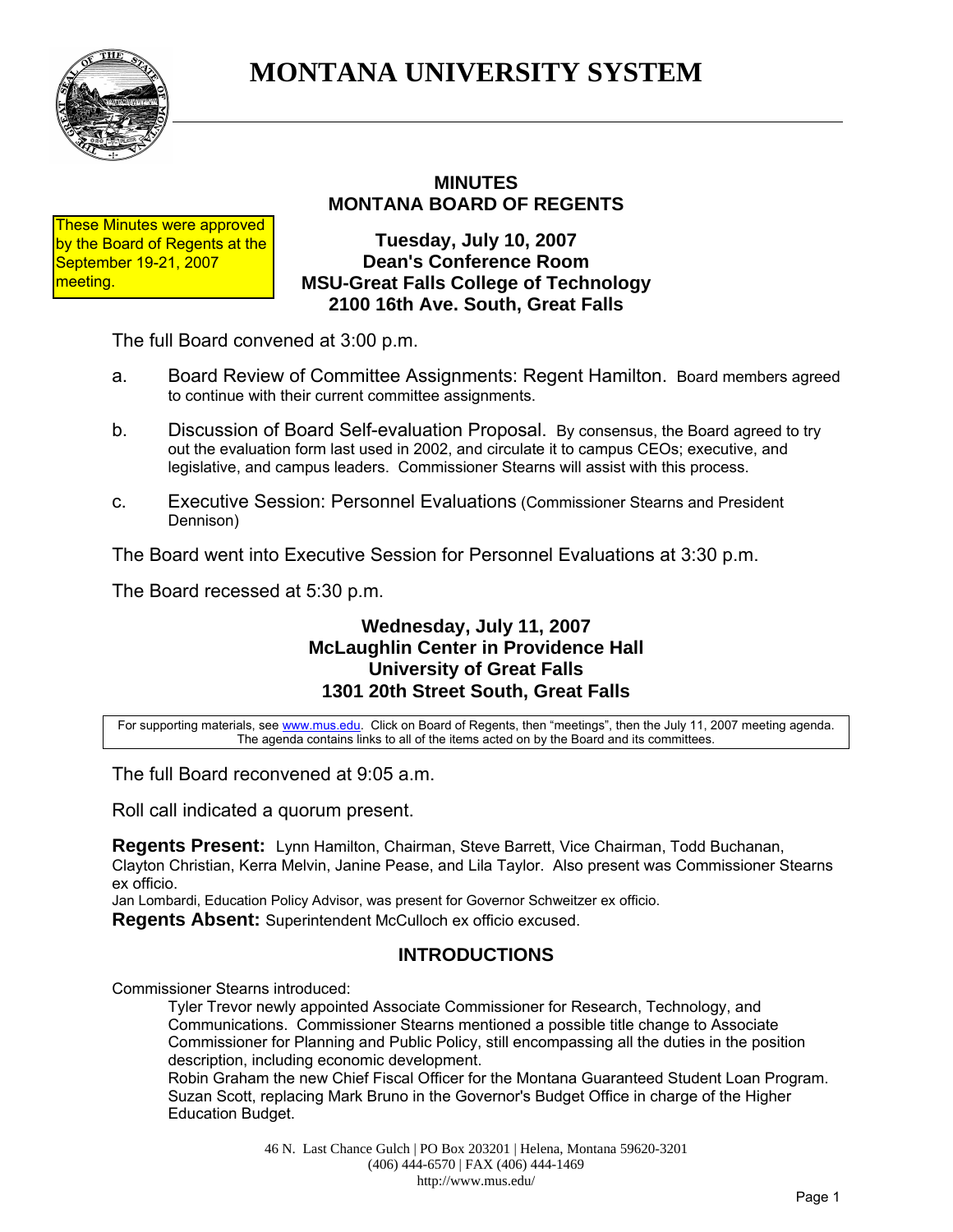# MONTANA UNIVERSITY SYSTEM

These Minutes were approved by the Board of Regents at the September 19-21, 2007 meeting.

## MINUTES
## MONTANA BOARD OF REGENTS

### Tuesday, July 10, 2007
### Dean's Conference Room
### MSU-Great Falls College of Technology
### 2100 16th Ave. South, Great Falls

The full Board convened at 3:00 p.m.

a. Board Review of Committee Assignments: Regent Hamilton. Board members agreed to continue with their current committee assignments.

b. Discussion of Board Self-evaluation Proposal. By consensus, the Board agreed to try out the evaluation form last used in 2002, and circulate it to campus CEOs; executive, and legislative, and campus leaders. Commissioner Stearns will assist with this process.

c. Executive Session: Personnel Evaluations (Commissioner Stearns and President Dennison)

The Board went into Executive Session for Personnel Evaluations at 3:30 p.m.

The Board recessed at 5:30 p.m.

### Wednesday, July 11, 2007
### McLaughlin Center in Providence Hall
### University of Great Falls
### 1301 20th Street South, Great Falls

For supporting materials, see www.mus.edu. Click on Board of Regents, then "meetings", then the July 11, 2007 meeting agenda. The agenda contains links to all of the items acted on by the Board and its committees.

The full Board reconvened at 9:05 a.m.

Roll call indicated a quorum present.

**Regents Present:** Lynn Hamilton, Chairman, Steve Barrett, Vice Chairman, Todd Buchanan, Clayton Christian, Kerra Melvin, Janine Pease, and Lila Taylor. Also present was Commissioner Stearns ex officio.
Jan Lombardi, Education Policy Advisor, was present for Governor Schweitzer ex officio.
**Regents Absent:** Superintendent McCulloch ex officio excused.

## INTRODUCTIONS

Commissioner Stearns introduced:

Tyler Trevor newly appointed Associate Commissioner for Research, Technology, and Communications. Commissioner Stearns mentioned a possible title change to Associate Commissioner for Planning and Public Policy, still encompassing all the duties in the position description, including economic development.
Robin Graham the new Chief Fiscal Officer for the Montana Guaranteed Student Loan Program.
Suzan Scott, replacing Mark Bruno in the Governor's Budget Office in charge of the Higher Education Budget.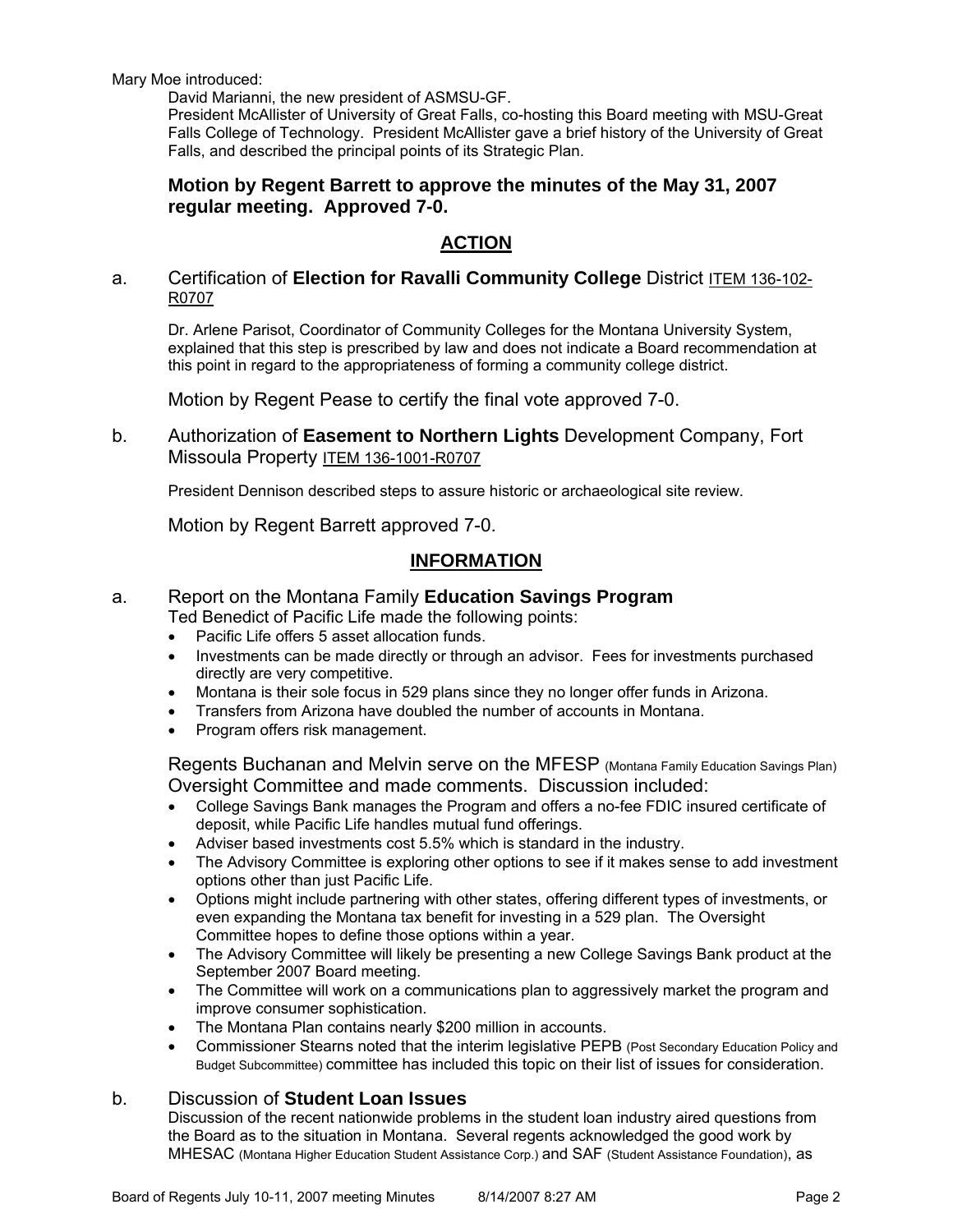Mary Moe introduced:

David Marianni, the new president of ASMSU-GF.

President McAllister of University of Great Falls, co-hosting this Board meeting with MSU-Great Falls College of Technology. President McAllister gave a brief history of the University of Great Falls, and described the principal points of its Strategic Plan.

**Motion by Regent Barrett to approve the minutes of the May 31, 2007 regular meeting. Approved 7-0.**

## ACTION

a. Certification of **Election for Ravalli Community College** District ITEM 136-102-R0707

Dr. Arlene Parisot, Coordinator of Community Colleges for the Montana University System, explained that this step is prescribed by law and does not indicate a Board recommendation at this point in regard to the appropriateness of forming a community college district.

Motion by Regent Pease to certify the final vote approved 7-0.

b. Authorization of **Easement to Northern Lights** Development Company, Fort Missoula Property ITEM 136-1001-R0707

President Dennison described steps to assure historic or archaeological site review.

Motion by Regent Barrett approved 7-0.

## INFORMATION

a. Report on the Montana Family **Education Savings Program**

Ted Benedict of Pacific Life made the following points:

- Pacific Life offers 5 asset allocation funds.
- Investments can be made directly or through an advisor. Fees for investments purchased directly are very competitive.
- Montana is their sole focus in 529 plans since they no longer offer funds in Arizona.
- Transfers from Arizona have doubled the number of accounts in Montana.
- Program offers risk management.

Regents Buchanan and Melvin serve on the MFESP (Montana Family Education Savings Plan) Oversight Committee and made comments. Discussion included:

- College Savings Bank manages the Program and offers a no-fee FDIC insured certificate of deposit, while Pacific Life handles mutual fund offerings.
- Adviser based investments cost 5.5% which is standard in the industry.
- The Advisory Committee is exploring other options to see if it makes sense to add investment options other than just Pacific Life.
- Options might include partnering with other states, offering different types of investments, or even expanding the Montana tax benefit for investing in a 529 plan. The Oversight Committee hopes to define those options within a year.
- The Advisory Committee will likely be presenting a new College Savings Bank product at the September 2007 Board meeting.
- The Committee will work on a communications plan to aggressively market the program and improve consumer sophistication.
- The Montana Plan contains nearly $200 million in accounts.
- Commissioner Stearns noted that the interim legislative PEPB (Post Secondary Education Policy and Budget Subcommittee) committee has included this topic on their list of issues for consideration.

b. Discussion of **Student Loan Issues**

Discussion of the recent nationwide problems in the student loan industry aired questions from the Board as to the situation in Montana. Several regents acknowledged the good work by MHESAC (Montana Higher Education Student Assistance Corp.) and SAF (Student Assistance Foundation), as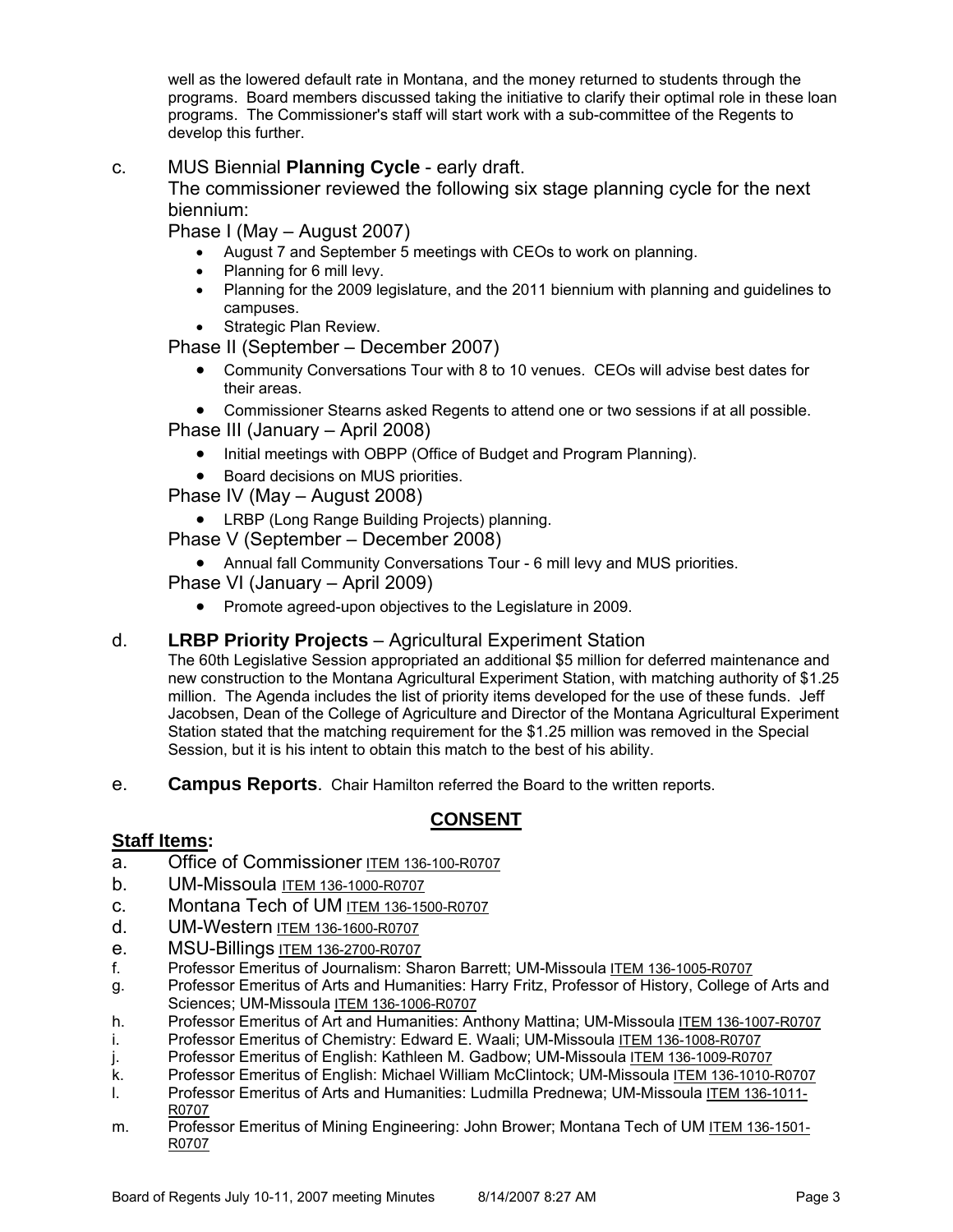well as the lowered default rate in Montana, and the money returned to students through the programs. Board members discussed taking the initiative to clarify their optimal role in these loan programs. The Commissioner's staff will start work with a sub-committee of the Regents to develop this further.

c. MUS Biennial **Planning Cycle** - early draft.

The commissioner reviewed the following six stage planning cycle for the next biennium:

Phase I (May – August 2007)

- August 7 and September 5 meetings with CEOs to work on planning.
- Planning for 6 mill levy.
- Planning for the 2009 legislature, and the 2011 biennium with planning and guidelines to campuses.
- Strategic Plan Review.

Phase II (September – December 2007)

- Community Conversations Tour with 8 to 10 venues. CEOs will advise best dates for their areas.
- Commissioner Stearns asked Regents to attend one or two sessions if at all possible.

Phase III (January – April 2008)

- Initial meetings with OBPP (Office of Budget and Program Planning).
- Board decisions on MUS priorities.

Phase IV (May – August 2008)

- LRBP (Long Range Building Projects) planning.

Phase V (September – December 2008)

- Annual fall Community Conversations Tour - 6 mill levy and MUS priorities.

Phase VI (January – April 2009)

- Promote agreed-upon objectives to the Legislature in 2009.

d. **LRBP Priority Projects** – Agricultural Experiment Station

The 60th Legislative Session appropriated an additional $5 million for deferred maintenance and new construction to the Montana Agricultural Experiment Station, with matching authority of $1.25 million. The Agenda includes the list of priority items developed for the use of these funds. Jeff Jacobsen, Dean of the College of Agriculture and Director of the Montana Agricultural Experiment Station stated that the matching requirement for the $1.25 million was removed in the Special Session, but it is his intent to obtain this match to the best of his ability.

e. **Campus Reports**. Chair Hamilton referred the Board to the written reports.

## CONSENT

### Staff Items:

a. Office of Commissioner ITEM 136-100-R0707
b. UM-Missoula ITEM 136-1000-R0707
c. Montana Tech of UM ITEM 136-1500-R0707
d. UM-Western ITEM 136-1600-R0707
e. MSU-Billings ITEM 136-2700-R0707
f. Professor Emeritus of Journalism: Sharon Barrett; UM-Missoula ITEM 136-1005-R0707
g. Professor Emeritus of Arts and Humanities: Harry Fritz, Professor of History, College of Arts and Sciences; UM-Missoula ITEM 136-1006-R0707
h. Professor Emeritus of Art and Humanities: Anthony Mattina; UM-Missoula ITEM 136-1007-R0707
i. Professor Emeritus of Chemistry: Edward E. Waali; UM-Missoula ITEM 136-1008-R0707
j. Professor Emeritus of English: Kathleen M. Gadbow; UM-Missoula ITEM 136-1009-R0707
k. Professor Emeritus of English: Michael William McClintock; UM-Missoula ITEM 136-1010-R0707
l. Professor Emeritus of Arts and Humanities: Ludmilla Prednewa; UM-Missoula ITEM 136-1011-R0707
m. Professor Emeritus of Mining Engineering: John Brower; Montana Tech of UM ITEM 136-1501-R0707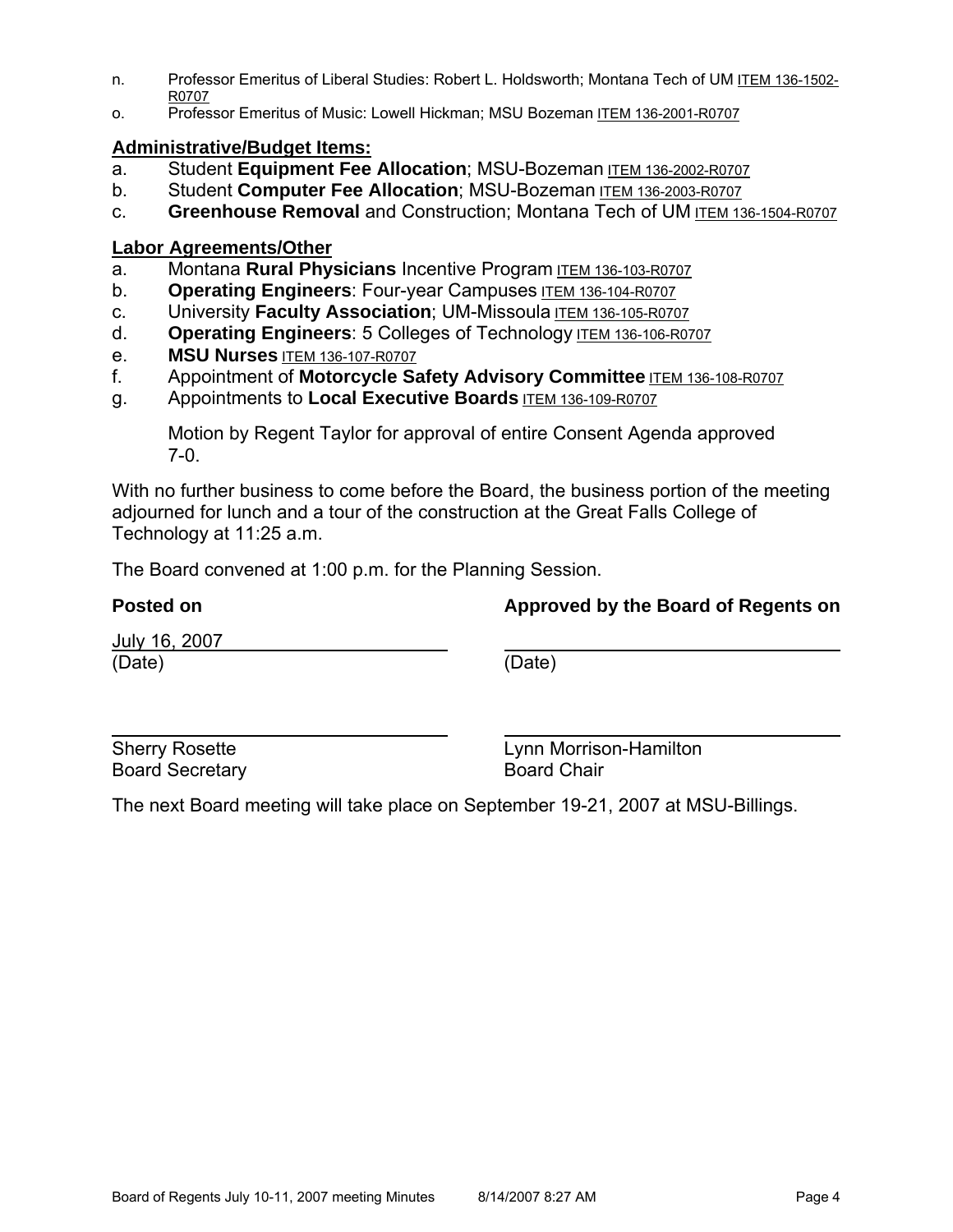n. Professor Emeritus of Liberal Studies: Robert L. Holdsworth; Montana Tech of UM ITEM 136-1502-R0707

o. Professor Emeritus of Music: Lowell Hickman; MSU Bozeman ITEM 136-2001-R0707

**Administrative/Budget Items:**

a. Student **Equipment Fee Allocation**; MSU-Bozeman ITEM 136-2002-R0707

b. Student **Computer Fee Allocation**; MSU-Bozeman ITEM 136-2003-R0707

c. **Greenhouse Removal** and Construction; Montana Tech of UM ITEM 136-1504-R0707

**Labor Agreements/Other**

a. Montana **Rural Physicians** Incentive Program ITEM 136-103-R0707

b. **Operating Engineers**: Four-year Campuses ITEM 136-104-R0707

c. University **Faculty Association**; UM-Missoula ITEM 136-105-R0707

d. **Operating Engineers**: 5 Colleges of Technology ITEM 136-106-R0707

e. **MSU Nurses** ITEM 136-107-R0707

f. Appointment of **Motorcycle Safety Advisory Committee** ITEM 136-108-R0707

g. Appointments to **Local Executive Boards** ITEM 136-109-R0707

Motion by Regent Taylor for approval of entire Consent Agenda approved 7-0.

With no further business to come before the Board, the business portion of the meeting adjourned for lunch and a tour of the construction at the Great Falls College of Technology at 11:25 a.m.

The Board convened at 1:00 p.m. for the Planning Session.

| **Posted on** | **Approved by the Board of Regents on** |
|---|---|
| July 16, 2007 | |
| (Date) | (Date) |
| | |
| Sherry Rosette | Lynn Morrison-Hamilton |
| Board Secretary | Board Chair |

The next Board meeting will take place on September 19-21, 2007 at MSU-Billings.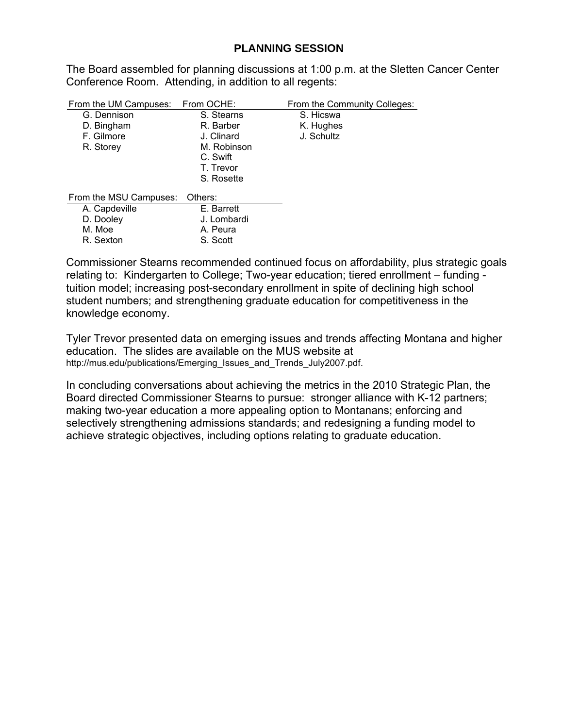## PLANNING SESSION

The Board assembled for planning discussions at 1:00 p.m. at the Sletten Cancer Center Conference Room. Attending, in addition to all regents:

| From the UM Campuses: | From OCHE: | From the Community Colleges: |
|---|---|---|
| G. Dennison | S. Stearns | S. Hicswa |
| D. Bingham | R. Barber | K. Hughes |
| F. Gilmore | J. Clinard | J. Schultz |
| R. Storey | M. Robinson | |
| | C. Swift | |
| | T. Trevor | |
| | S. Rosette | |

| From the MSU Campuses: | Others: |
|---|---|
| A. Capdeville | E. Barrett |
| D. Dooley | J. Lombardi |
| M. Moe | A. Peura |
| R. Sexton | S. Scott |

Commissioner Stearns recommended continued focus on affordability, plus strategic goals relating to: Kindergarten to College; Two-year education; tiered enrollment – funding - tuition model; increasing post-secondary enrollment in spite of declining high school student numbers; and strengthening graduate education for competitiveness in the knowledge economy.

Tyler Trevor presented data on emerging issues and trends affecting Montana and higher education. The slides are available on the MUS website at http://mus.edu/publications/Emerging_Issues_and_Trends_July2007.pdf.

In concluding conversations about achieving the metrics in the 2010 Strategic Plan, the Board directed Commissioner Stearns to pursue: stronger alliance with K-12 partners; making two-year education a more appealing option to Montanans; enforcing and selectively strengthening admissions standards; and redesigning a funding model to achieve strategic objectives, including options relating to graduate education.